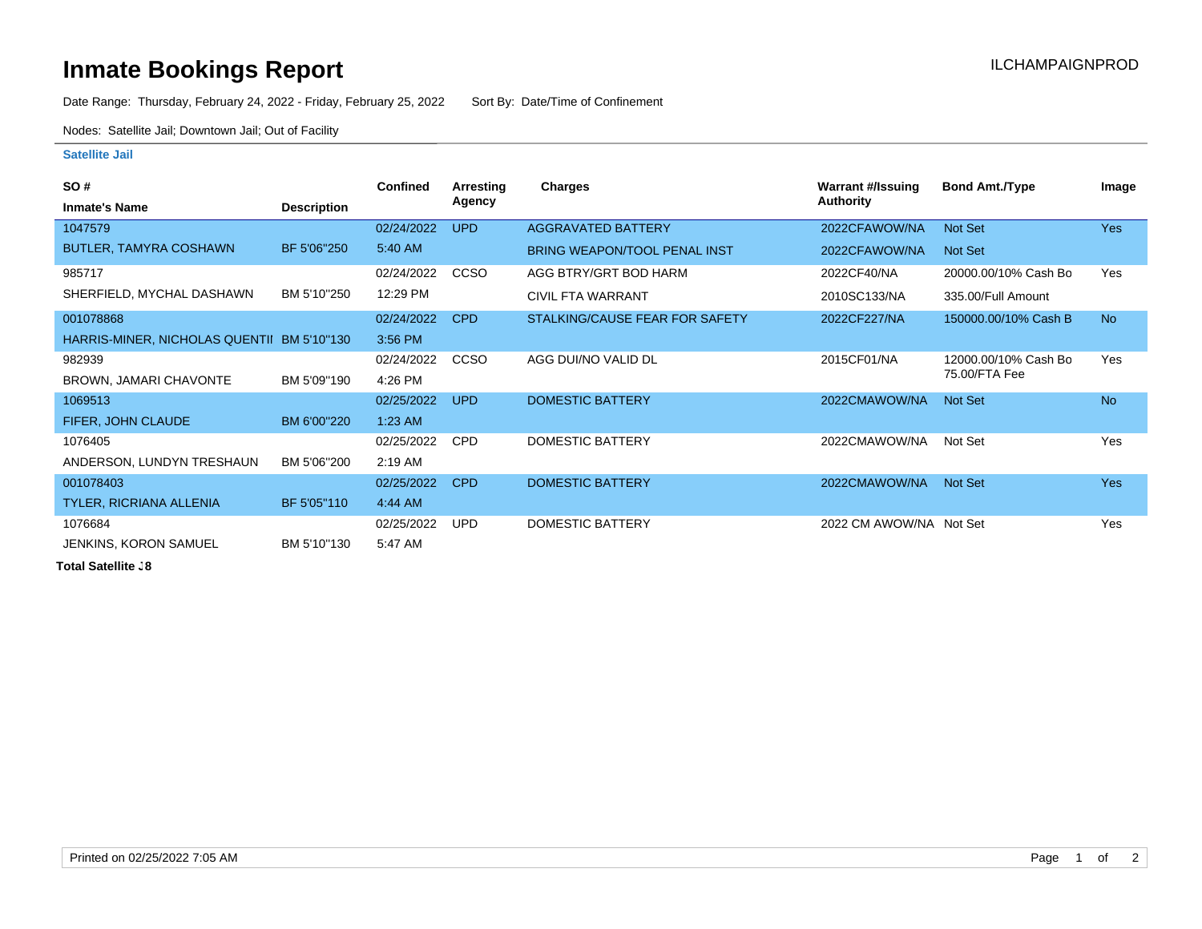# Inmate Bookings Report

ILCHAMPAIGNPROD

Date Range: Thursday, February 24, 2022 - Friday, February 25, 2022 Sort By: Date/Time of Confinement

Nodes: Satellite Jail; Downtown Jail; Out of Facility

### Satellite Jail

| SO # / Inmate's Name | Description | Confined | Arresting Agency | Charges | Warrant #/Issuing Authority | Bond Amt./Type | Image |
|---|---|---|---|---|---|---|---|
| 1047579 | | 02/24/2022 | UPD | AGGRAVATED BATTERY | 2022CFAWOW/NA | Not Set | Yes |
| BUTLER, TAMYRA COSHAWN | BF 5'06"250 | 5:40 AM | | BRING WEAPON/TOOL PENAL INST | 2022CFAWOW/NA | Not Set | |
| 985717 | | 02/24/2022 | CCSO | AGG BTRY/GRT BOD HARM | 2022CF40/NA | 20000.00/10% Cash Bo | Yes |
| SHERFIELD, MYCHAL DASHAWN | BM 5'10"250 | 12:29 PM | | CIVIL FTA WARRANT | 2010SC133/NA | 335.00/Full Amount | |
| 001078868 | | 02/24/2022 | CPD | STALKING/CAUSE FEAR FOR SAFETY | 2022CF227/NA | 150000.00/10% Cash B | No |
| HARRIS-MINER, NICHOLAS QUENTII | BM 5'10"130 | 3:56 PM | | | | | |
| 982939 | | 02/24/2022 | CCSO | AGG DUI/NO VALID DL | 2015CF01/NA | 12000.00/10% Cash Bo 75.00/FTA Fee | Yes |
| BROWN, JAMARI CHAVONTE | BM 5'09"190 | 4:26 PM | | | | | |
| 1069513 | | 02/25/2022 | UPD | DOMESTIC BATTERY | 2022CMAWOW/NA | Not Set | No |
| FIFER, JOHN CLAUDE | BM 6'00"220 | 1:23 AM | | | | | |
| 1076405 | | 02/25/2022 | CPD | DOMESTIC BATTERY | 2022CMAWOW/NA | Not Set | Yes |
| ANDERSON, LUNDYN TRESHAUN | BM 5'06"200 | 2:19 AM | | | | | |
| 001078403 | | 02/25/2022 | CPD | DOMESTIC BATTERY | 2022CMAWOW/NA | Not Set | Yes |
| TYLER, RICRIANA ALLENIA | BF 5'05"110 | 4:44 AM | | | | | |
| 1076684 | | 02/25/2022 | UPD | DOMESTIC BATTERY | 2022 CM AWOW/NA | Not Set | Yes |
| JENKINS, KORON SAMUEL | BM 5'10"130 | 5:47 AM | | | | | |

**Total Satellite :8**

Printed on 02/25/2022 7:05 AM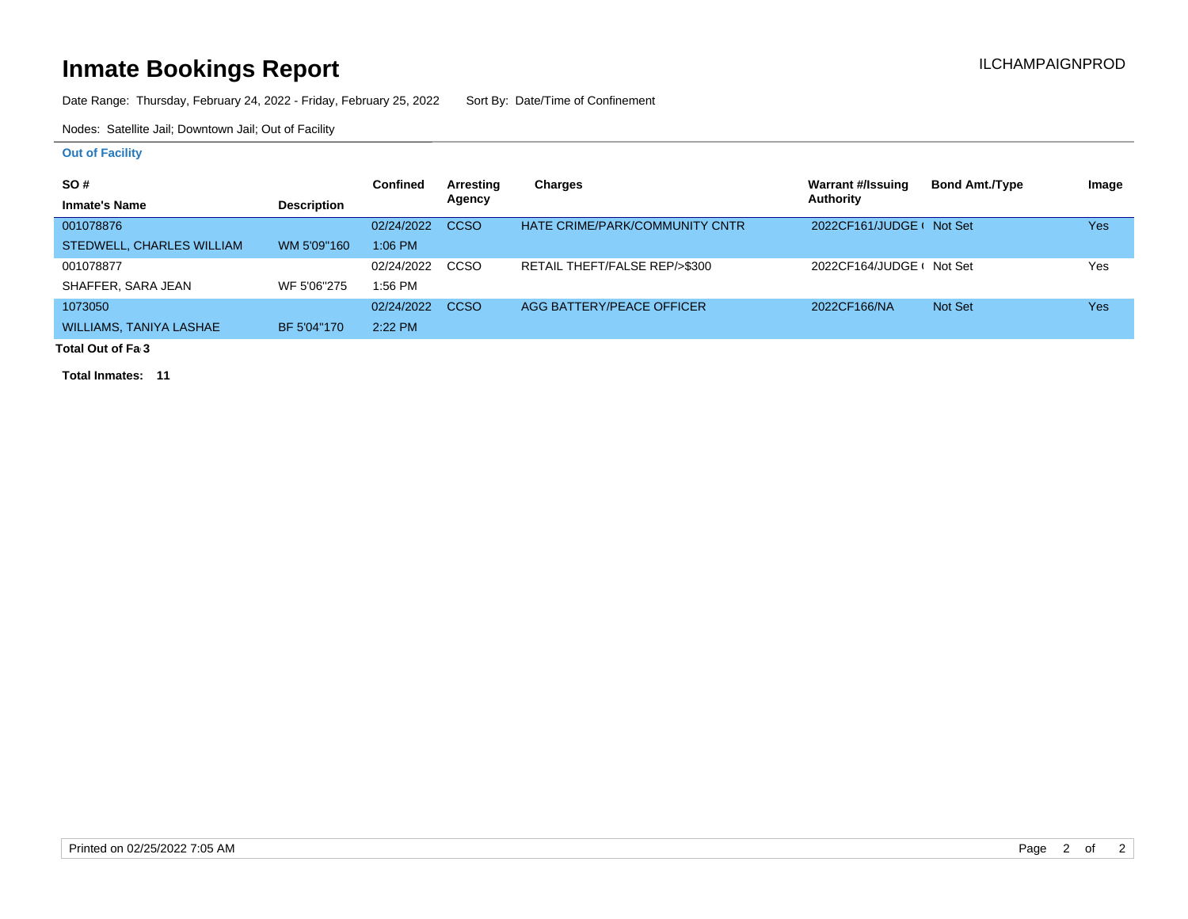# Inmate Bookings Report

ILCHAMPAIGNPROD

Date Range: Thursday, February 24, 2022 - Friday, February 25, 2022    Sort By: Date/Time of Confinement

Nodes: Satellite Jail; Downtown Jail; Out of Facility

### Out of Facility

| SO # / Inmate's Name | Description | Confined | Arresting Agency | Charges | Warrant #/Issuing Authority | Bond Amt./Type | Image |
|---|---|---|---|---|---|---|---|
| 001078876<br>STEDWELL, CHARLES WILLIAM | WM 5'09"160 | 02/24/2022<br>1:06 PM | CCSO | HATE CRIME/PARK/COMMUNITY CNTR | 2022CF161/JUDGE ( | Not Set | Yes |
| 001078877<br>SHAFFER, SARA JEAN | WF 5'06"275 | 02/24/2022<br>1:56 PM | CCSO | RETAIL THEFT/FALSE REP/>$300 | 2022CF164/JUDGE ( | Not Set | Yes |
| 1073050<br>WILLIAMS, TANIYA LASHAE | BF 5'04"170 | 02/24/2022<br>2:22 PM | CCSO | AGG BATTERY/PEACE OFFICER | 2022CF166/NA | Not Set | Yes |

**Total Out of Fa 3**

**Total Inmates: 11**

Printed on 02/25/2022 7:05 AM